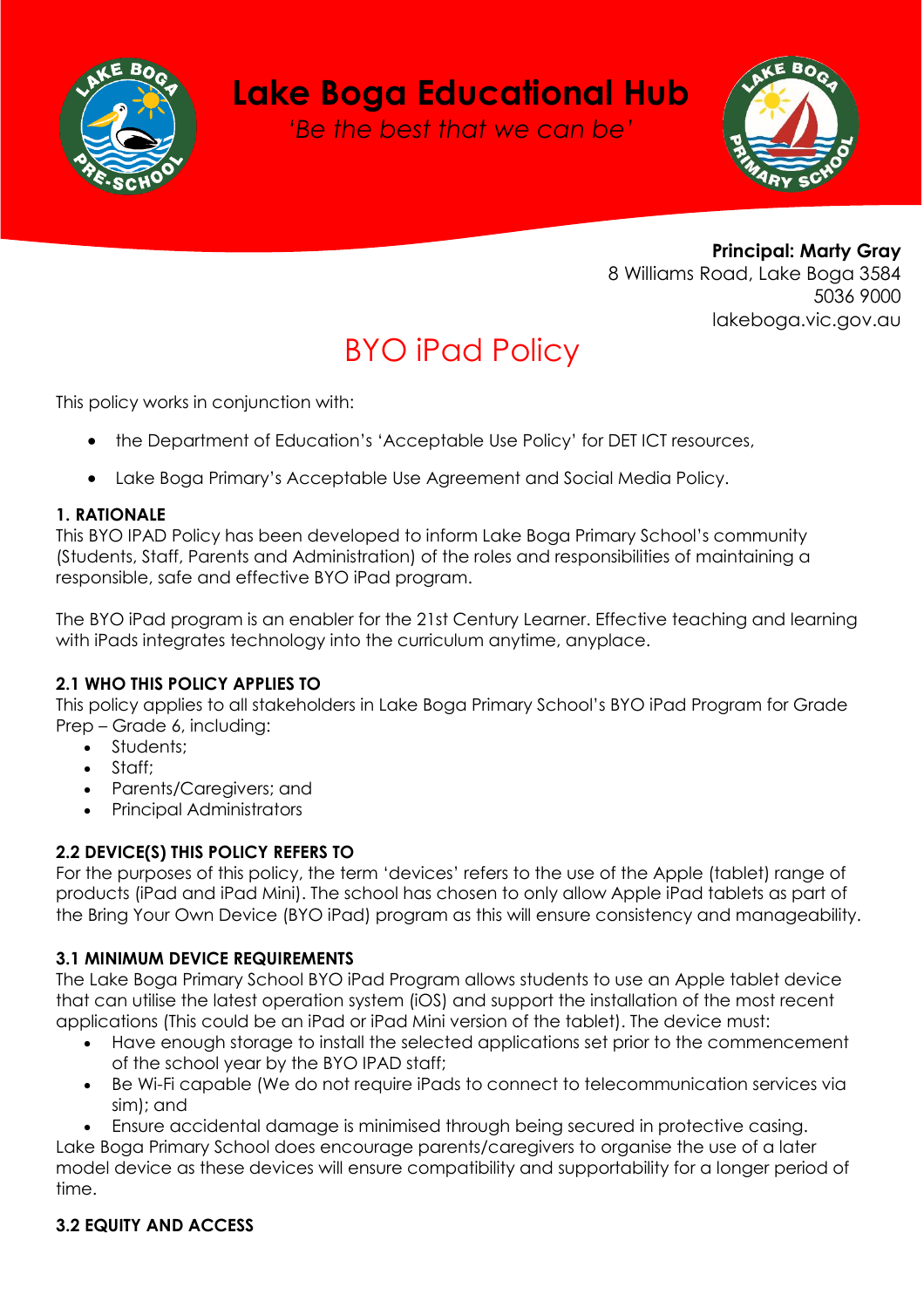# Lake Boga Educational Hub

*'Be the best that we can be'*

**Principal: Marty Gray**
8 Williams Road, Lake Boga 3584
5036 9000
lakeboga.vic.gov.au

## BYO iPad Policy

This policy works in conjunction with:

- the Department of Education's 'Acceptable Use Policy' for DET ICT resources,
- Lake Boga Primary's Acceptable Use Agreement and Social Media Policy.

### 1. RATIONALE

This BYO IPAD Policy has been developed to inform Lake Boga Primary School's community (Students, Staff, Parents and Administration) of the roles and responsibilities of maintaining a responsible, safe and effective BYO iPad program.

The BYO iPad program is an enabler for the 21st Century Learner. Effective teaching and learning with iPads integrates technology into the curriculum anytime, anyplace.

### 2.1 WHO THIS POLICY APPLIES TO

This policy applies to all stakeholders in Lake Boga Primary School's BYO iPad Program for Grade Prep – Grade 6, including:

- Students;
- Staff;
- Parents/Caregivers; and
- Principal Administrators

### 2.2 DEVICE(S) THIS POLICY REFERS TO

For the purposes of this policy, the term 'devices' refers to the use of the Apple (tablet) range of products (iPad and iPad Mini). The school has chosen to only allow Apple iPad tablets as part of the Bring Your Own Device (BYO iPad) program as this will ensure consistency and manageability.

### 3.1 MINIMUM DEVICE REQUIREMENTS

The Lake Boga Primary School BYO iPad Program allows students to use an Apple tablet device that can utilise the latest operation system (iOS) and support the installation of the most recent applications (This could be an iPad or iPad Mini version of the tablet). The device must:

- Have enough storage to install the selected applications set prior to the commencement of the school year by the BYO IPAD staff;
- Be Wi-Fi capable (We do not require iPads to connect to telecommunication services via sim); and
- Ensure accidental damage is minimised through being secured in protective casing.

Lake Boga Primary School does encourage parents/caregivers to organise the use of a later model device as these devices will ensure compatibility and supportability for a longer period of time.

### 3.2 EQUITY AND ACCESS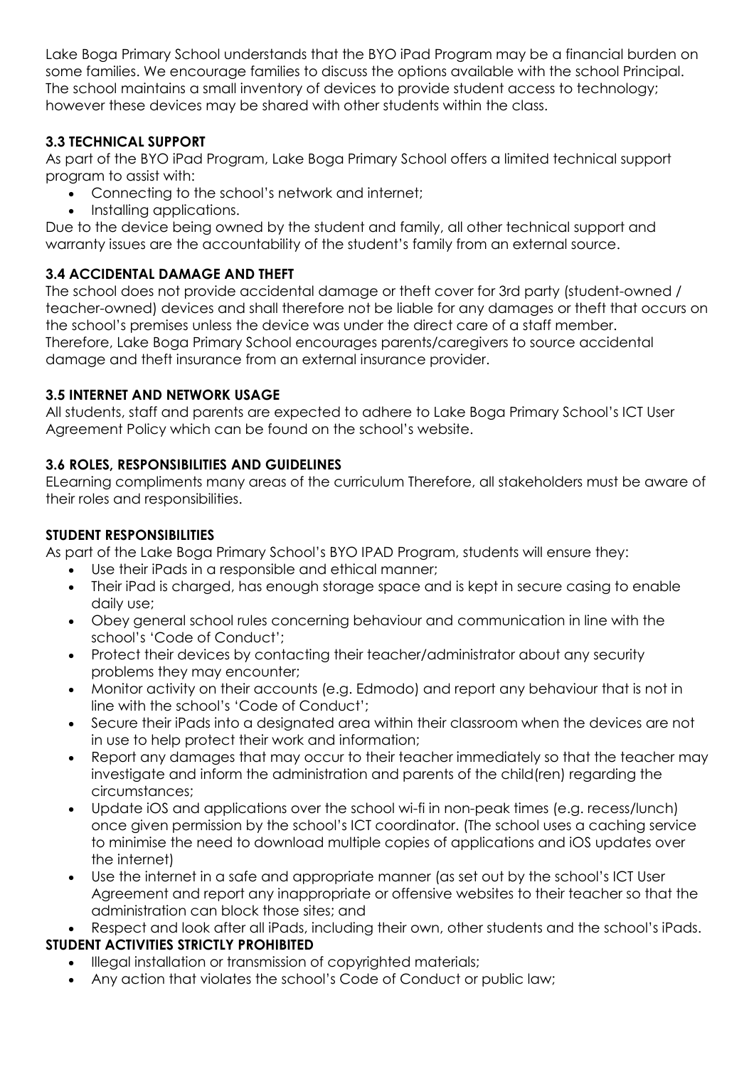Lake Boga Primary School understands that the BYO iPad Program may be a financial burden on some families. We encourage families to discuss the options available with the school Principal. The school maintains a small inventory of devices to provide student access to technology; however these devices may be shared with other students within the class.

### 3.3 TECHNICAL SUPPORT

As part of the BYO iPad Program, Lake Boga Primary School offers a limited technical support program to assist with:

- Connecting to the school's network and internet;
- Installing applications.

Due to the device being owned by the student and family, all other technical support and warranty issues are the accountability of the student's family from an external source.

### 3.4 ACCIDENTAL DAMAGE AND THEFT

The school does not provide accidental damage or theft cover for 3rd party (student-owned / teacher-owned) devices and shall therefore not be liable for any damages or theft that occurs on the school's premises unless the device was under the direct care of a staff member. Therefore, Lake Boga Primary School encourages parents/caregivers to source accidental damage and theft insurance from an external insurance provider.

### 3.5 INTERNET AND NETWORK USAGE

All students, staff and parents are expected to adhere to Lake Boga Primary School's ICT User Agreement Policy which can be found on the school's website.

### 3.6 ROLES, RESPONSIBILITIES AND GUIDELINES

ELearning compliments many areas of the curriculum Therefore, all stakeholders must be aware of their roles and responsibilities.

#### STUDENT RESPONSIBILITIES

As part of the Lake Boga Primary School's BYO IPAD Program, students will ensure they:

- Use their iPads in a responsible and ethical manner;
- Their iPad is charged, has enough storage space and is kept in secure casing to enable daily use;
- Obey general school rules concerning behaviour and communication in line with the school's 'Code of Conduct';
- Protect their devices by contacting their teacher/administrator about any security problems they may encounter;
- Monitor activity on their accounts (e.g. Edmodo) and report any behaviour that is not in line with the school's 'Code of Conduct';
- Secure their iPads into a designated area within their classroom when the devices are not in use to help protect their work and information;
- Report any damages that may occur to their teacher immediately so that the teacher may investigate and inform the administration and parents of the child(ren) regarding the circumstances;
- Update iOS and applications over the school wi-fi in non-peak times (e.g. recess/lunch) once given permission by the school's ICT coordinator. (The school uses a caching service to minimise the need to download multiple copies of applications and iOS updates over the internet)
- Use the internet in a safe and appropriate manner (as set out by the school's ICT User Agreement and report any inappropriate or offensive websites to their teacher so that the administration can block those sites; and
- Respect and look after all iPads, including their own, other students and the school's iPads.

#### STUDENT ACTIVITIES STRICTLY PROHIBITED

- Illegal installation or transmission of copyrighted materials;
- Any action that violates the school's Code of Conduct or public law;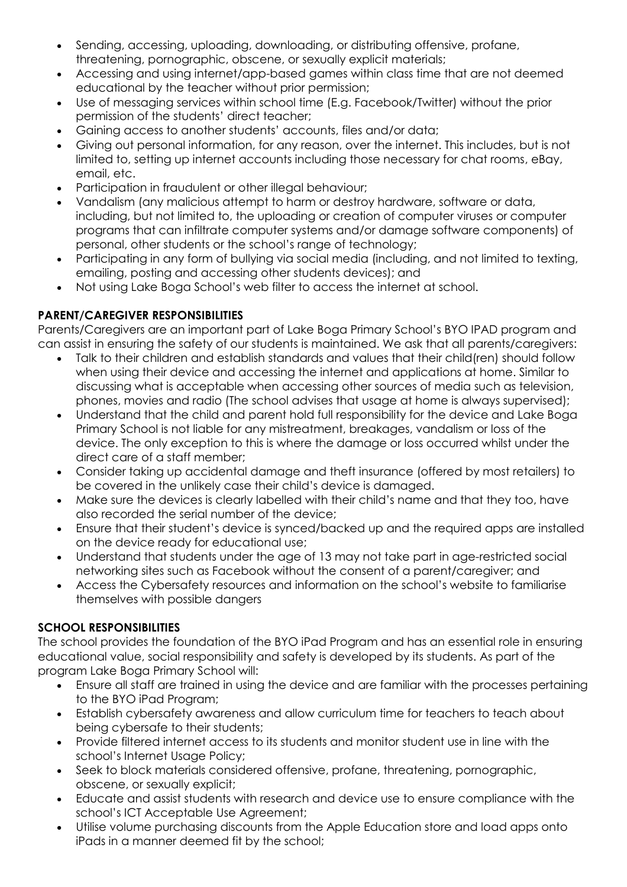- Sending, accessing, uploading, downloading, or distributing offensive, profane, threatening, pornographic, obscene, or sexually explicit materials;
- Accessing and using internet/app-based games within class time that are not deemed educational by the teacher without prior permission;
- Use of messaging services within school time (E.g. Facebook/Twitter) without the prior permission of the students' direct teacher;
- Gaining access to another students' accounts, files and/or data;
- Giving out personal information, for any reason, over the internet. This includes, but is not limited to, setting up internet accounts including those necessary for chat rooms, eBay, email, etc.
- Participation in fraudulent or other illegal behaviour;
- Vandalism (any malicious attempt to harm or destroy hardware, software or data, including, but not limited to, the uploading or creation of computer viruses or computer programs that can infiltrate computer systems and/or damage software components) of personal, other students or the school's range of technology;
- Participating in any form of bullying via social media (including, and not limited to texting, emailing, posting and accessing other students devices); and
- Not using Lake Boga School's web filter to access the internet at school.

**PARENT/CAREGIVER RESPONSIBILITIES**

Parents/Caregivers are an important part of Lake Boga Primary School's BYO IPAD program and can assist in ensuring the safety of our students is maintained. We ask that all parents/caregivers:

- Talk to their children and establish standards and values that their child(ren) should follow when using their device and accessing the internet and applications at home. Similar to discussing what is acceptable when accessing other sources of media such as television, phones, movies and radio (The school advises that usage at home is always supervised);
- Understand that the child and parent hold full responsibility for the device and Lake Boga Primary School is not liable for any mistreatment, breakages, vandalism or loss of the device. The only exception to this is where the damage or loss occurred whilst under the direct care of a staff member;
- Consider taking up accidental damage and theft insurance (offered by most retailers) to be covered in the unlikely case their child's device is damaged.
- Make sure the devices is clearly labelled with their child's name and that they too, have also recorded the serial number of the device;
- Ensure that their student's device is synced/backed up and the required apps are installed on the device ready for educational use;
- Understand that students under the age of 13 may not take part in age-restricted social networking sites such as Facebook without the consent of a parent/caregiver; and
- Access the Cybersafety resources and information on the school's website to familiarise themselves with possible dangers

**SCHOOL RESPONSIBILITIES**

The school provides the foundation of the BYO iPad Program and has an essential role in ensuring educational value, social responsibility and safety is developed by its students. As part of the program Lake Boga Primary School will:

- Ensure all staff are trained in using the device and are familiar with the processes pertaining to the BYO iPad Program;
- Establish cybersafety awareness and allow curriculum time for teachers to teach about being cybersafe to their students;
- Provide filtered internet access to its students and monitor student use in line with the school's Internet Usage Policy;
- Seek to block materials considered offensive, profane, threatening, pornographic, obscene, or sexually explicit;
- Educate and assist students with research and device use to ensure compliance with the school's ICT Acceptable Use Agreement;
- Utilise volume purchasing discounts from the Apple Education store and load apps onto iPads in a manner deemed fit by the school;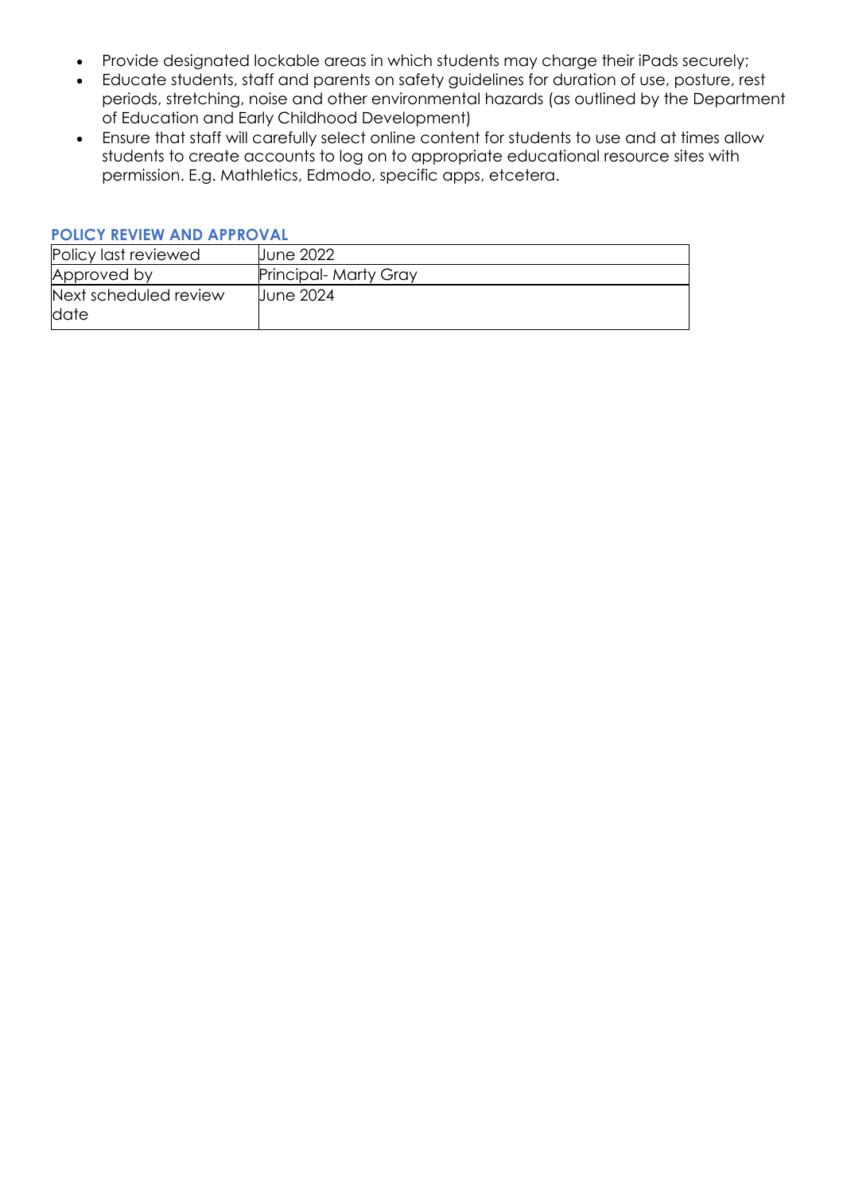- Provide designated lockable areas in which students may charge their iPads securely;
- Educate students, staff and parents on safety guidelines for duration of use, posture, rest periods, stretching, noise and other environmental hazards (as outlined by the Department of Education and Early Childhood Development)
- Ensure that staff will carefully select online content for students to use and at times allow students to create accounts to log on to appropriate educational resource sites with permission. E.g. Mathletics, Edmodo, specific apps, etcetera.

## POLICY REVIEW AND APPROVAL

| | |
|---|---|
| Policy last reviewed | June 2022 |
| Approved by | Principal- Marty Gray |
| Next scheduled review date | June 2024 |